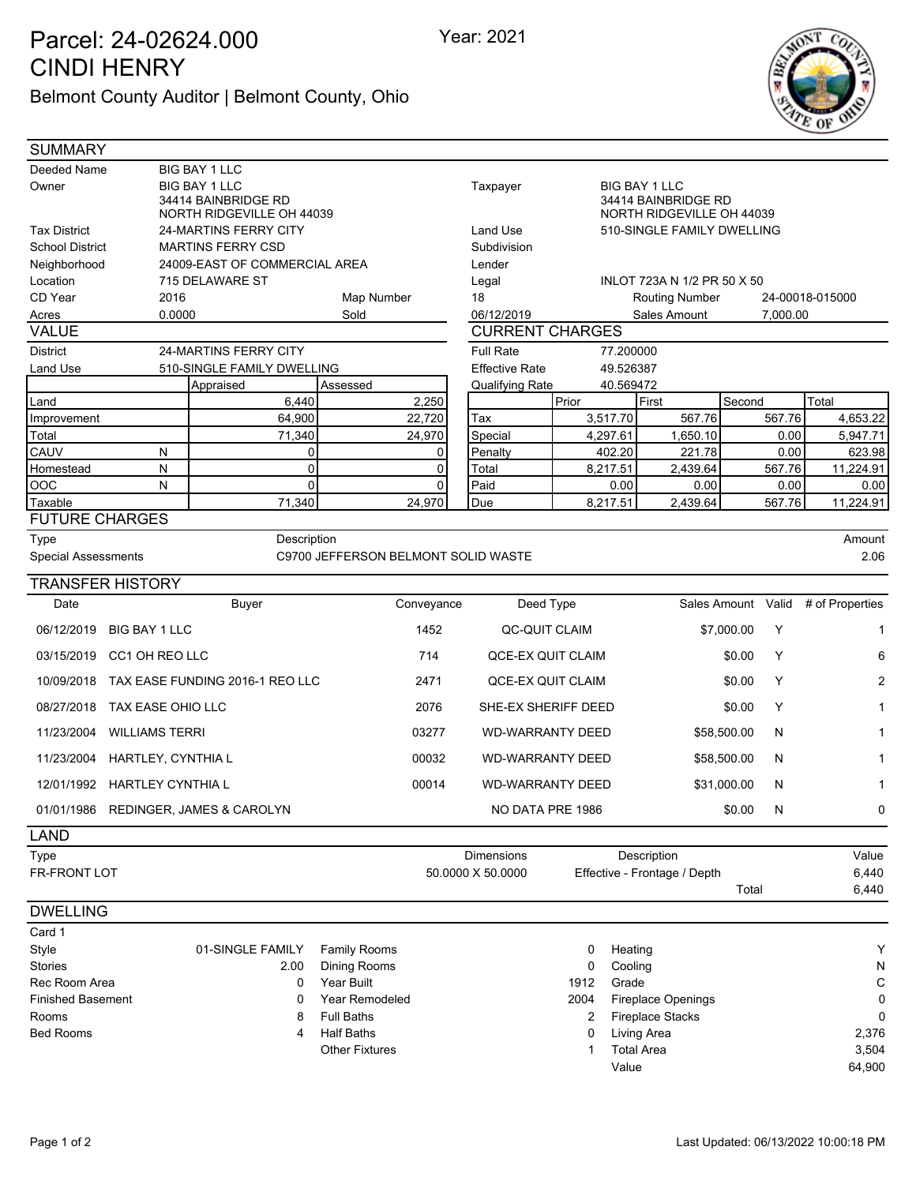# Parcel: 24-02624.000
# CINDI HENRY

Belmont County Auditor | Belmont County, Ohio

Year: 2021

## SUMMARY

| | | | | | |
|---|---|---|---|---|---|
| Deeded Name | BIG BAY 1 LLC | | | | |
| Owner | BIG BAY 1 LLC<br>34414 BAINBRIDGE RD<br>NORTH RIDGEVILLE OH 44039 | | Taxpayer | BIG BAY 1 LLC<br>34414 BAINBRIDGE RD<br>NORTH RIDGEVILLE OH 44039 | |
| Tax District | 24-MARTINS FERRY CITY | | Land Use | 510-SINGLE FAMILY DWELLING | |
| School District | MARTINS FERRY CSD | | Subdivision | | |
| Neighborhood | 24009-EAST OF COMMERCIAL AREA | | Lender | | |
| Location | 715 DELAWARE ST | | Legal | INLOT 723A N 1/2 PR 50 X 50 | |
| CD Year | 2016 | Map Number | 18 | Routing Number | 24-00018-015000 |
| Acres | 0.0000 | Sold | 06/12/2019 | Sales Amount | 7,000.00 |

## VALUE

| | | | |
|---|---|---|---|
| District | 24-MARTINS FERRY CITY | | |
| Land Use | 510-SINGLE FAMILY DWELLING | | |
| | | Appraised | Assessed |
| Land | | 6,440 | 2,250 |
| Improvement | | 64,900 | 22,720 |
| Total | | 71,340 | 24,970 |
| CAUV | N | 0 | 0 |
| Homestead | N | 0 | 0 |
| OOC | N | 0 | 0 |
| Taxable | | 71,340 | 24,970 |

## CURRENT CHARGES

| | |
|---|---|
| Full Rate | 77.200000 |
| Effective Rate | 49.526387 |
| Qualifying Rate | 40.569472 |

| | Prior | First | Second | Total |
|---|---|---|---|---|
| Tax | 3,517.70 | 567.76 | 567.76 | 4,653.22 |
| Special | 4,297.61 | 1,650.10 | 0.00 | 5,947.71 |
| Penalty | 402.20 | 221.78 | 0.00 | 623.98 |
| Total | 8,217.51 | 2,439.64 | 567.76 | 11,224.91 |
| Paid | 0.00 | 0.00 | 0.00 | 0.00 |
| Due | 8,217.51 | 2,439.64 | 567.76 | 11,224.91 |

## FUTURE CHARGES

| Type | Description | Amount |
|---|---|---|
| Special Assessments | C9700 JEFFERSON BELMONT SOLID WASTE | 2.06 |

## TRANSFER HISTORY

| Date | Buyer | Conveyance | Deed Type | Sales Amount | Valid | # of Properties |
|---|---|---|---|---|---|---|
| 06/12/2019 | BIG BAY 1 LLC | 1452 | QC-QUIT CLAIM | $7,000.00 | Y | 1 |
| 03/15/2019 | CC1 OH REO LLC | 714 | QCE-EX QUIT CLAIM | $0.00 | Y | 6 |
| 10/09/2018 | TAX EASE FUNDING 2016-1 REO LLC | 2471 | QCE-EX QUIT CLAIM | $0.00 | Y | 2 |
| 08/27/2018 | TAX EASE OHIO LLC | 2076 | SHE-EX SHERIFF DEED | $0.00 | Y | 1 |
| 11/23/2004 | WILLIAMS TERRI | 03277 | WD-WARRANTY DEED | $58,500.00 | N | 1 |
| 11/23/2004 | HARTLEY, CYNTHIA L | 00032 | WD-WARRANTY DEED | $58,500.00 | N | 1 |
| 12/01/1992 | HARTLEY CYNTHIA L | 00014 | WD-WARRANTY DEED | $31,000.00 | N | 1 |
| 01/01/1986 | REDINGER, JAMES & CAROLYN | | NO DATA PRE 1986 | $0.00 | N | 0 |

## LAND

| Type | Dimensions | Description | Value |
|---|---|---|---|
| FR-FRONT LOT | 50.0000 X 50.0000 | Effective - Frontage / Depth | 6,440 |
| | | Total | 6,440 |

## DWELLING

Card 1

| | | | | | |
|---|---|---|---|---|---|
| Style | 01-SINGLE FAMILY | Family Rooms | 0 | Heating | Y |
| Stories | 2.00 | Dining Rooms | 0 | Cooling | N |
| Rec Room Area | 0 | Year Built | 1912 | Grade | C |
| Finished Basement | 0 | Year Remodeled | 2004 | Fireplace Openings | 0 |
| Rooms | 8 | Full Baths | 2 | Fireplace Stacks | 0 |
| Bed Rooms | 4 | Half Baths | 0 | Living Area | 2,376 |
| | | Other Fixtures | 1 | Total Area | 3,504 |
| | | | | Value | 64,900 |

Last Updated: 06/13/2022 10:00:18 PM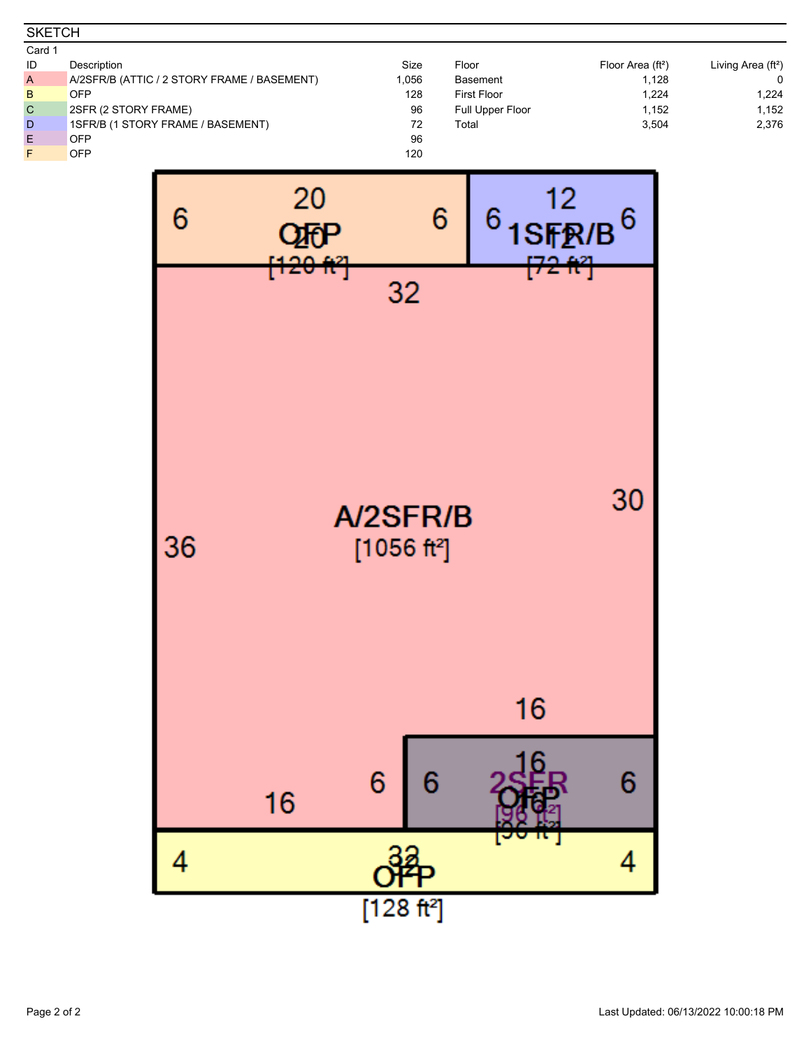## SKETCH

Card 1

| ID | Description | Size |
|---|---|---|
| A | A/2SFR/B (ATTIC / 2 STORY FRAME / BASEMENT) | 1,056 |
| B | OFP | 128 |
| C | 2SFR (2 STORY FRAME) | 96 |
| D | 1SFR/B (1 STORY FRAME / BASEMENT) | 72 |
| E | OFP | 96 |
| F | OFP | 120 |

| Floor | Floor Area (ft²) | Living Area (ft²) |
|---|---|---|
| Basement | 1,128 | 0 |
| First Floor | 1,224 | 1,224 |
| Full Upper Floor | 1,152 | 1,152 |
| Total | 3,504 | 2,376 |

20
6
6
OFP
20
[120 ft²]

12
6
6
1SFR/B
12
[72 ft²]

32

30

A/2SFR/B
[1056 ft²]

36

16

16
6
6
2SFR
OFP
16
6
[96 ft²]
[96 ft²]

16
6

4
4
32
OFP
32
[128 ft²]

Last Updated: 06/13/2022 10:00:18 PM